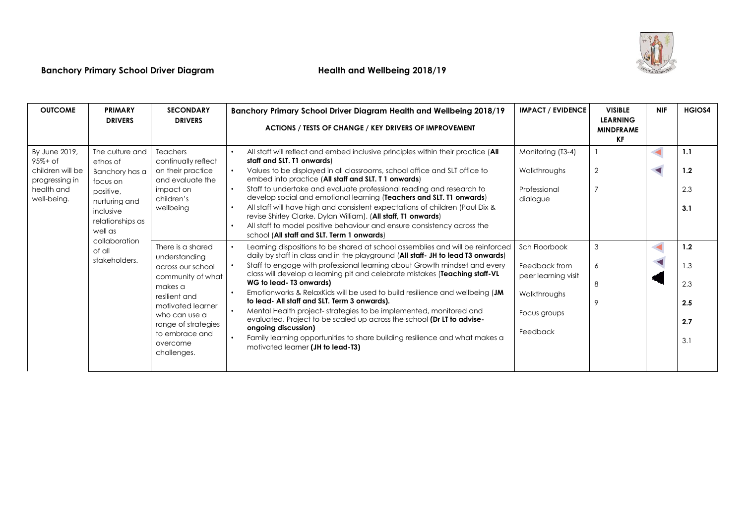# Banchory Primary School Driver Diagram — Health and Wellbeing 2018/19

| OUTCOME | PRIMARY DRIVERS | SECONDARY DRIVERS | Banchory Primary School Driver Diagram Health and Wellbeing 2018/19 ACTIONS / TESTS OF CHANGE / KEY DRIVERS OF IMPROVEMENT | IMPACT / EVIDENCE | VISIBLE LEARNING MINDFRAME KF | NIF | HGIOS4 |
|---|---|---|---|---|---|---|---|
| By June 2019, 95%+ of children will be progressing in health and well-being. | The culture and ethos of Banchory has a focus on positive, nurturing and inclusive relationships as well as collaboration of all stakeholders. | Teachers continually reflect on their practice and evaluate the impact on children's wellbeing | • All staff will reflect and embed inclusive principles within their practice (**All staff and SLT. T1 onwards**)<br>• Values to be displayed in all classrooms, school office and SLT office to embed into practice (**All staff and SLT. T 1 onwards**)<br>• Staff to undertake and evaluate professional reading and research to develop social and emotional learning (**Teachers and SLT. T1 onwards**)<br>• All staff will have high and consistent expectations of children (Paul Dix & revise Shirley Clarke, Dylan William). (**All staff, T1 onwards**)<br>• All staff to model positive behaviour and ensure consistency across the school (**All staff and SLT. Term 1 onwards**) | Monitoring (T3-4)<br>Walkthroughs<br>Professional dialogue | 1<br>2<br>7 | | **1.1**<br>**1.2**<br>2.3<br>**3.1** |
| | | There is a shared understanding across our school community of what makes a resilient and motivated learner who can use a range of strategies to embrace and overcome challenges. | • Learning dispositions to be shared at school assemblies and will be reinforced daily by staff in class and in the playground (**All staff- JH to lead T3 onwards**)<br>• Staff to engage with professional learning about Growth mindset and every class will develop a learning pit and celebrate mistakes (**Teaching staff-VL WG to lead- T3 onwards)**<br>• Emotionworks & RelaxKids will be used to build resilience and wellbeing (**JM to lead- All staff and SLT. Term 3 onwards).**<br>• Mental Health project- strategies to be implemented, monitored and evaluated. Project to be scaled up across the school **(Dr LT to advise- ongoing discussion)**<br>• Family learning opportunities to share building resilience and what makes a motivated learner **(JH to lead-T3)** | Sch Floorbook<br>Feedback from peer learning visit<br>Walkthroughs<br>Focus groups<br>Feedback | 3<br>6<br>8<br>9 | | **1.2**<br>1.3<br>2.3<br>**2.5**<br>**2.7**<br>3.1 |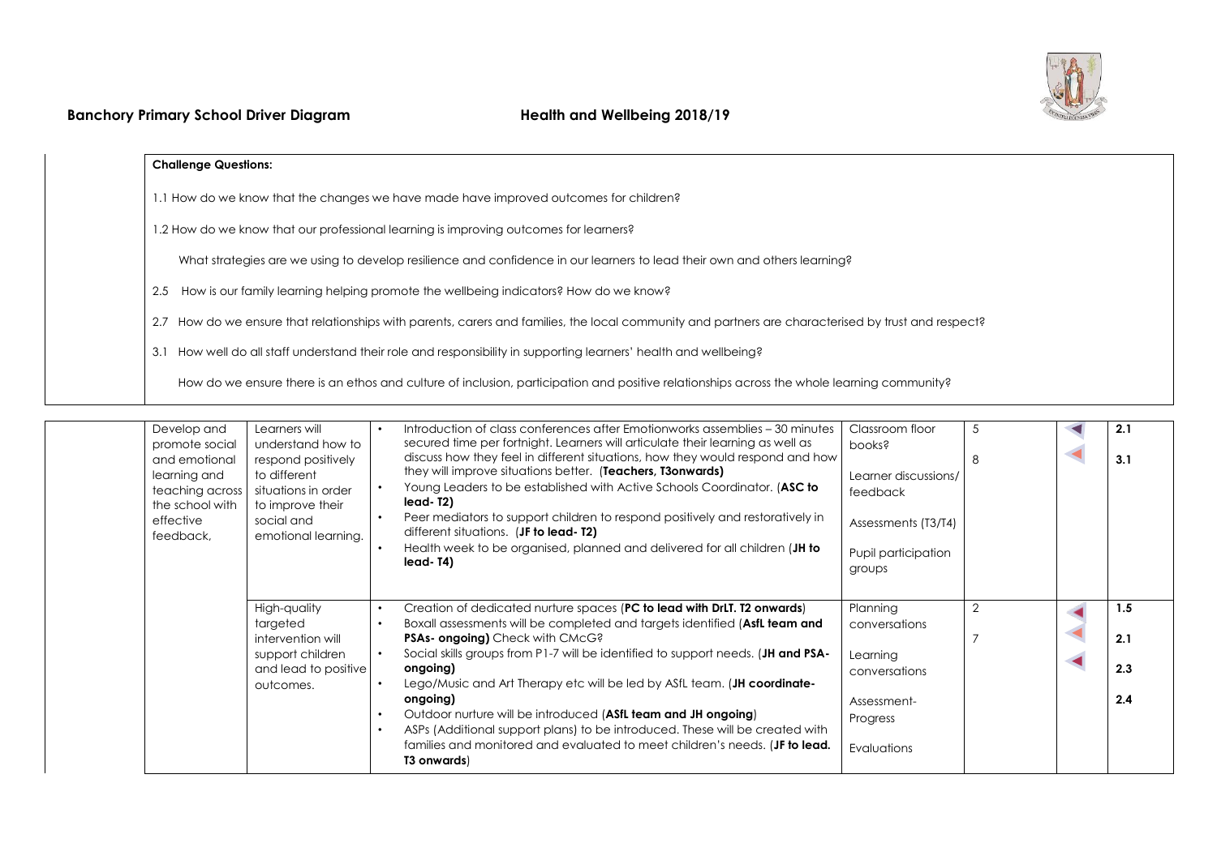## Banchory Primary School Driver Diagram — Health and Wellbeing 2018/19

**Challenge Questions:**

1.1 How do we know that the changes we have made have improved outcomes for children?

1.2 How do we know that our professional learning is improving outcomes for learners?

What strategies are we using to develop resilience and confidence in our learners to lead their own and others learning?

2.5 How is our family learning helping promote the wellbeing indicators? How do we know?

2.7 How do we ensure that relationships with parents, carers and families, the local community and partners are characterised by trust and respect?

3.1 How well do all staff understand their role and responsibility in supporting learners' health and wellbeing?

How do we ensure there is an ethos and culture of inclusion, participation and positive relationships across the whole learning community?

| | | | | | | | |
|---|---|---|---|---|---|---|---|
| Develop and promote social and emotional learning and teaching across the school with effective feedback, | Learners will understand how to respond positively to different situations in order to improve their social and emotional learning. | • Introduction of class conferences after Emotionworks assemblies – 30 minutes secured time per fortnight. Learners will articulate their learning as well as discuss how they feel in different situations, how they would respond and how they will improve situations better. (**Teachers, T3onwards)**<br>• Young Leaders to be established with Active Schools Coordinator. (**ASC to lead- T2)**<br>• Peer mediators to support children to respond positively and restoratively in different situations. (**JF to lead- T2)**<br>• Health week to be organised, planned and delivered for all children (**JH to lead- T4)** | Classroom floor books?<br><br>Learner discussions/ feedback<br><br>Assessments (T3/T4)<br><br>Pupil participation groups | 5<br><br>8 | | 2.1<br><br>3.1 |
| | High-quality targeted intervention will support children and lead to positive outcomes. | • Creation of dedicated nurture spaces (**PC to lead with DrLT. T2 onwards**)<br>• Boxall assessments will be completed and targets identified (**AsfL team and PSAs- ongoing)** Check with CMcG?<br>• Social skills groups from P1-7 will be identified to support needs. (**JH and PSA- ongoing)**<br>• Lego/Music and Art Therapy etc will be led by ASfL team. (**JH coordinate- ongoing)**<br>• Outdoor nurture will be introduced (**ASfL team and JH ongoing**)<br>• ASPs (Additional support plans) to be introduced. These will be created with families and monitored and evaluated to meet children's needs. (**JF to lead. T3 onwards**) | Planning conversations<br><br>Learning conversations<br><br>Assessment- Progress<br><br>Evaluations | 2<br><br>7 | | 1.5<br><br>2.1<br><br>2.3<br><br>2.4 |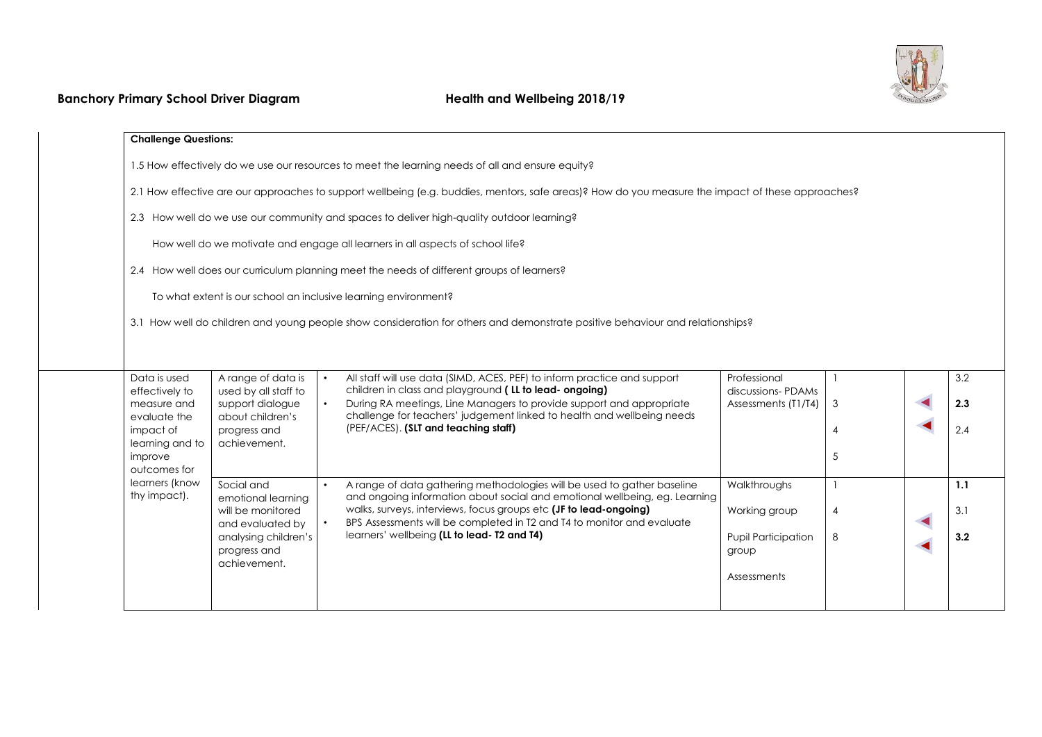**Banchory Primary School Driver Diagram** **Health and Wellbeing 2018/19**

**Challenge Questions:**

1.5 How effectively do we use our resources to meet the learning needs of all and ensure equity?

2.1 How effective are our approaches to support wellbeing (e.g. buddies, mentors, safe areas)? How do you measure the impact of these approaches?

2.3 How well do we use our community and spaces to deliver high-quality outdoor learning?

How well do we motivate and engage all learners in all aspects of school life?

2.4 How well does our curriculum planning meet the needs of different groups of learners?

To what extent is our school an inclusive learning environment?

3.1 How well do children and young people show consideration for others and demonstrate positive behaviour and relationships?

| | | | | | | |
|---|---|---|---|---|---|---|
| Data is used effectively to measure and evaluate the impact of learning and to improve outcomes for learners (know thy impact). | A range of data is used by all staff to support dialogue about children's progress and achievement. | • All staff will use data (SIMD, ACES, PEF) to inform practice and support children in class and playground **( LL to lead- ongoing)**<br>• During RA meetings, Line Managers to provide support and appropriate challenge for teachers' judgement linked to health and wellbeing needs (PEF/ACES). **(SLT and teaching staff)** | Professional discussions- PDAMs<br>Assessments (T1/T4) | 1<br>3<br>4<br>5 | ◄<br>◄ | 3.2<br>**2.3**<br>2.4 |
| | Social and emotional learning will be monitored and evaluated by analysing children's progress and achievement. | • A range of data gathering methodologies will be used to gather baseline and ongoing information about social and emotional wellbeing, eg. Learning walks, surveys, interviews, focus groups etc **(JF to lead-ongoing)**<br>• BPS Assessments will be completed in T2 and T4 to monitor and evaluate learners' wellbeing **(LL to lead- T2 and T4)** | Walkthroughs<br>Working group<br>Pupil Participation group<br>Assessments | 1<br>4<br>8 | ◄<br>◄ | **1.1**<br>3.1<br>**3.2** |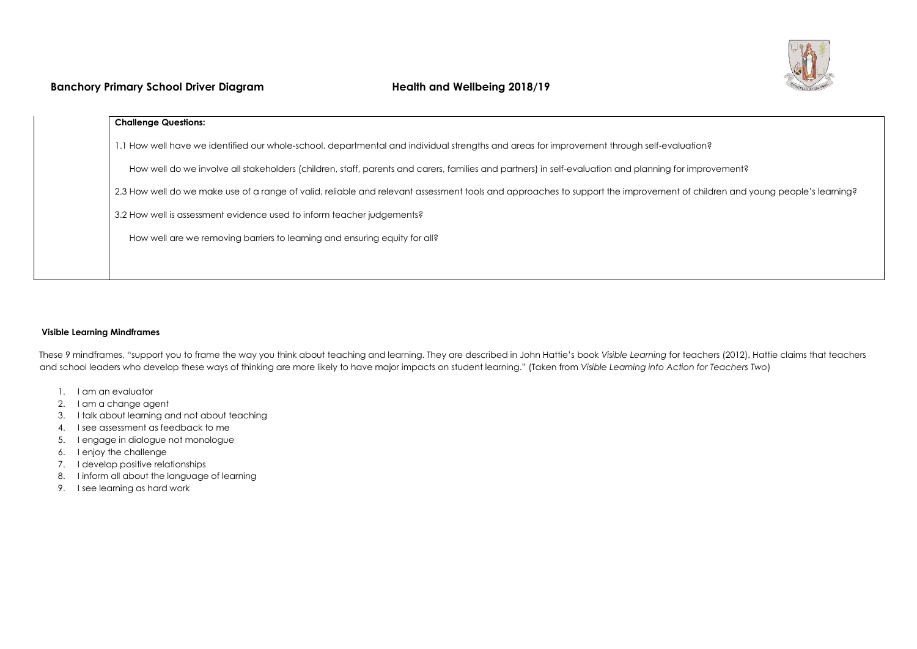**Banchory Primary School Driver Diagram** **Health and Wellbeing 2018/19**

| | **Challenge Questions:**<br><br>1.1 How well have we identified our whole-school, departmental and individual strengths and areas for improvement through self-evaluation?<br><br>How well do we involve all stakeholders (children, staff, parents and carers, families and partners) in self-evaluation and planning for improvement?<br><br>2.3 How well do we make use of a range of valid, reliable and relevant assessment tools and approaches to support the improvement of children and young people's learning?<br><br>3.2 How well is assessment evidence used to inform teacher judgements?<br><br>How well are we removing barriers to learning and ensuring equity for all? |
|---|---|

**Visible Learning Mindframes**

These 9 mindframes, "support you to frame the way you think about teaching and learning. They are described in John Hattie's book *Visible Learning* for teachers (2012). Hattie claims that teachers and school leaders who develop these ways of thinking are more likely to have major impacts on student learning." (Taken from *Visible Learning into Action for Teachers Two*)

1. I am an evaluator
2. I am a change agent
3. I talk about learning and not about teaching
4. I see assessment as feedback to me
5. I engage in dialogue not monologue
6. I enjoy the challenge
7. I develop positive relationships
8. I inform all about the language of learning
9. I see learning as hard work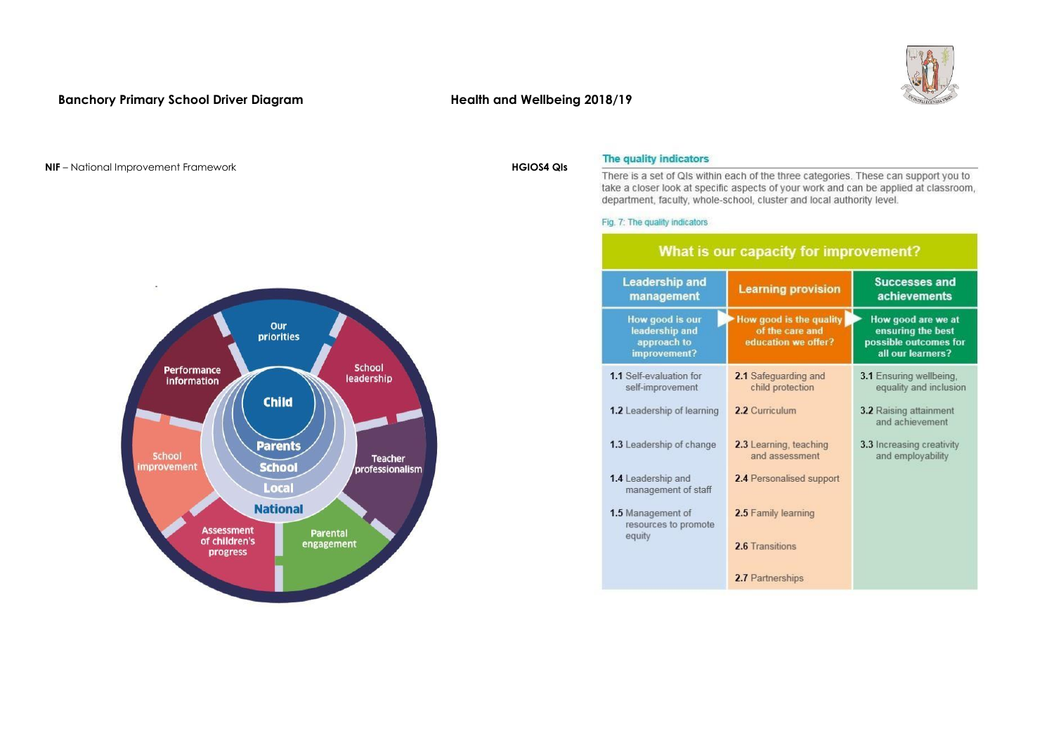**Banchory Primary School Driver Diagram** **Health and Wellbeing 2018/19**

**NIF** – National Improvement Framework

Our priorities
School leadership
Teacher professionalism
Parental engagement
Assessment of children's progress
School improvement
Performance information
Child
Parents
School
Local
National

**HGIOS4 QIs**

**The quality indicators**

There is a set of QIs within each of the three categories. These can support you to take a closer look at specific aspects of your work and can be applied at classroom, department, faculty, whole-school, cluster and local authority level.

Fig. 7: The quality indicators

| What is our capacity for improvement? | | |
|---|---|---|
| **Leadership and management** | **Learning provision** | **Successes and achievements** |
| How good is our leadership and approach to improvement? | How good is the quality of the care and education we offer? | How good are we at ensuring the best possible outcomes for all our learners? |
| **1.1** Self-evaluation for self-improvement | **2.1** Safeguarding and child protection | **3.1** Ensuring wellbeing, equality and inclusion |
| **1.2** Leadership of learning | **2.2** Curriculum | **3.2** Raising attainment and achievement |
| **1.3** Leadership of change | **2.3** Learning, teaching and assessment | **3.3** Increasing creativity and employability |
| **1.4** Leadership and management of staff | **2.4** Personalised support | |
| **1.5** Management of resources to promote equity | **2.5** Family learning | |
| | **2.6** Transitions | |
| | **2.7** Partnerships | |